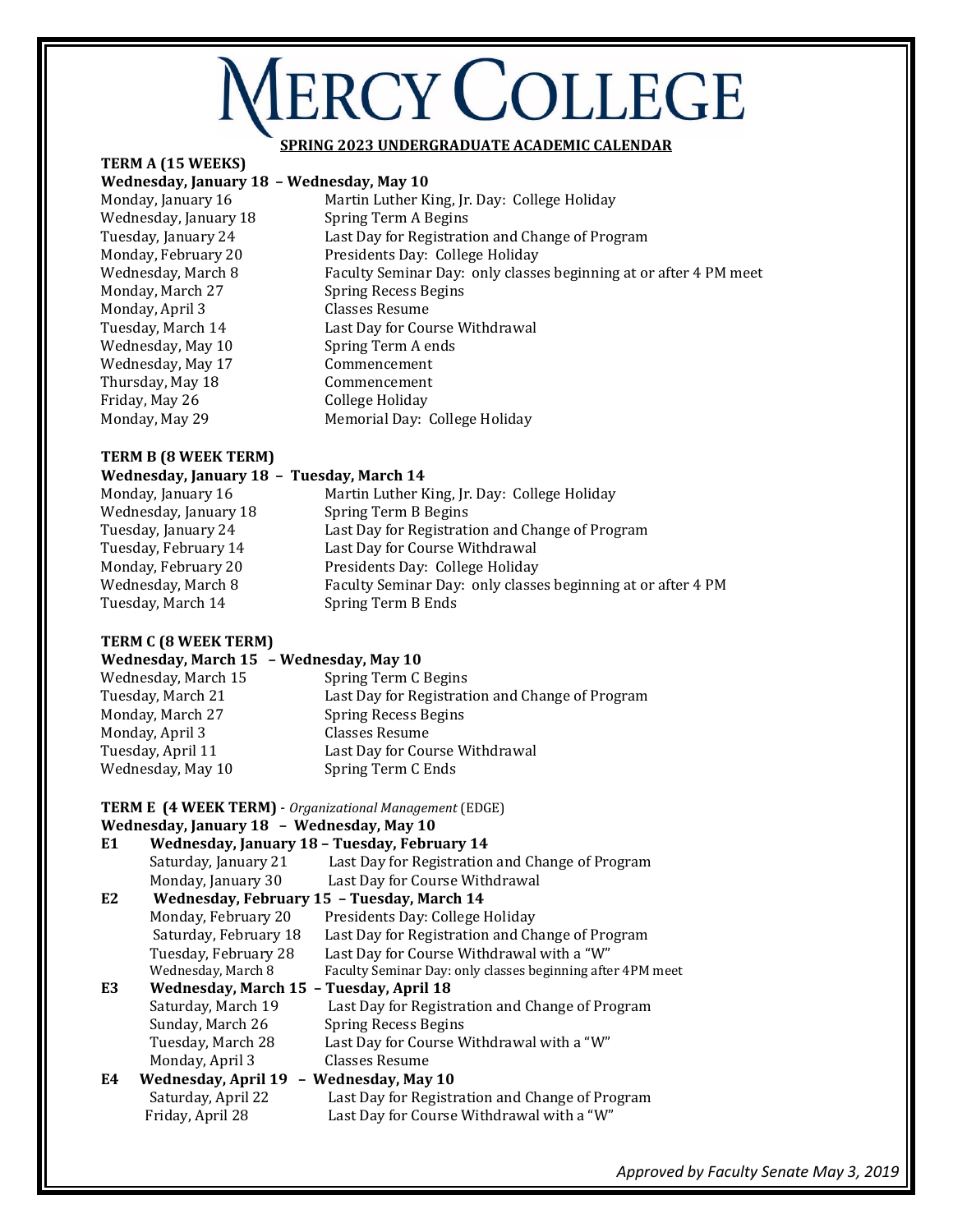# MERCY COLLEGE

## SPRING 2023 UNDERGRADUATE ACADEMIC CALENDAR

### TERM A (15 WEEKS)

**Wednesday, January 18 – Wednesday, May 10**

| | |
|---|---|
| Monday, January 16 | Martin Luther King, Jr. Day: College Holiday |
| Wednesday, January 18 | Spring Term A Begins |
| Tuesday, January 24 | Last Day for Registration and Change of Program |
| Monday, February 20 | Presidents Day: College Holiday |
| Wednesday, March 8 | Faculty Seminar Day: only classes beginning at or after 4 PM meet |
| Monday, March 27 | Spring Recess Begins |
| Monday, April 3 | Classes Resume |
| Tuesday, March 14 | Last Day for Course Withdrawal |
| Wednesday, May 10 | Spring Term A ends |
| Wednesday, May 17 | Commencement |
| Thursday, May 18 | Commencement |
| Friday, May 26 | College Holiday |
| Monday, May 29 | Memorial Day: College Holiday |

### TERM B (8 WEEK TERM)

**Wednesday, January 18 – Tuesday, March 14**

| | |
|---|---|
| Monday, January 16 | Martin Luther King, Jr. Day: College Holiday |
| Wednesday, January 18 | Spring Term B Begins |
| Tuesday, January 24 | Last Day for Registration and Change of Program |
| Tuesday, February 14 | Last Day for Course Withdrawal |
| Monday, February 20 | Presidents Day: College Holiday |
| Wednesday, March 8 | Faculty Seminar Day: only classes beginning at or after 4 PM |
| Tuesday, March 14 | Spring Term B Ends |

### TERM C (8 WEEK TERM)

**Wednesday, March 15 – Wednesday, May 10**

| | |
|---|---|
| Wednesday, March 15 | Spring Term C Begins |
| Tuesday, March 21 | Last Day for Registration and Change of Program |
| Monday, March 27 | Spring Recess Begins |
| Monday, April 3 | Classes Resume |
| Tuesday, April 11 | Last Day for Course Withdrawal |
| Wednesday, May 10 | Spring Term C Ends |

### TERM E (4 WEEK TERM) - *Organizational Management* (EDGE)

**Wednesday, January 18 – Wednesday, May 10**

**E1 Wednesday, January 18 – Tuesday, February 14**

| | |
|---|---|
| Saturday, January 21 | Last Day for Registration and Change of Program |
| Monday, January 30 | Last Day for Course Withdrawal |

**E2 Wednesday, February 15 – Tuesday, March 14**

| | |
|---|---|
| Monday, February 20 | Presidents Day: College Holiday |
| Saturday, February 18 | Last Day for Registration and Change of Program |
| Tuesday, February 28 | Last Day for Course Withdrawal with a "W" |
| Wednesday, March 8 | Faculty Seminar Day: only classes beginning after 4PM meet |

**E3 Wednesday, March 15 – Tuesday, April 18**

| | |
|---|---|
| Saturday, March 19 | Last Day for Registration and Change of Program |
| Sunday, March 26 | Spring Recess Begins |
| Tuesday, March 28 | Last Day for Course Withdrawal with a "W" |
| Monday, April 3 | Classes Resume |

**E4 Wednesday, April 19 – Wednesday, May 10**

| | |
|---|---|
| Saturday, April 22 | Last Day for Registration and Change of Program |
| Friday, April 28 | Last Day for Course Withdrawal with a "W" |

*Approved by Faculty Senate May 3, 2019*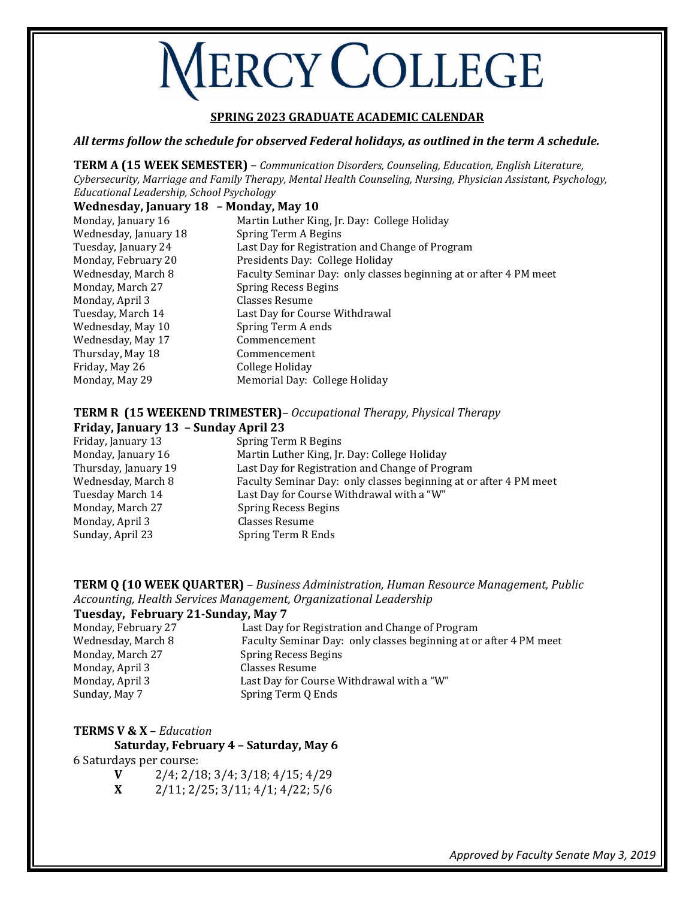# MERCY COLLEGE

## SPRING 2023 GRADUATE ACADEMIC CALENDAR

***All terms follow the schedule for observed Federal holidays, as outlined in the term A schedule.***

**TERM A (15 WEEK SEMESTER)** – *Communication Disorders, Counseling, Education, English Literature, Cybersecurity, Marriage and Family Therapy, Mental Health Counseling, Nursing, Physician Assistant, Psychology, Educational Leadership, School Psychology*

**Wednesday, January 18 – Monday, May 10**

| | |
|---|---|
| Monday, January 16 | Martin Luther King, Jr. Day: College Holiday |
| Wednesday, January 18 | Spring Term A Begins |
| Tuesday, January 24 | Last Day for Registration and Change of Program |
| Monday, February 20 | Presidents Day: College Holiday |
| Wednesday, March 8 | Faculty Seminar Day: only classes beginning at or after 4 PM meet |
| Monday, March 27 | Spring Recess Begins |
| Monday, April 3 | Classes Resume |
| Tuesday, March 14 | Last Day for Course Withdrawal |
| Wednesday, May 10 | Spring Term A ends |
| Wednesday, May 17 | Commencement |
| Thursday, May 18 | Commencement |
| Friday, May 26 | College Holiday |
| Monday, May 29 | Memorial Day: College Holiday |

**TERM R (15 WEEKEND TRIMESTER)**– *Occupational Therapy, Physical Therapy*

**Friday, January 13 – Sunday April 23**

| | |
|---|---|
| Friday, January 13 | Spring Term R Begins |
| Monday, January 16 | Martin Luther King, Jr. Day: College Holiday |
| Thursday, January 19 | Last Day for Registration and Change of Program |
| Wednesday, March 8 | Faculty Seminar Day: only classes beginning at or after 4 PM meet |
| Tuesday March 14 | Last Day for Course Withdrawal with a "W" |
| Monday, March 27 | Spring Recess Begins |
| Monday, April 3 | Classes Resume |
| Sunday, April 23 | Spring Term R Ends |

**TERM Q (10 WEEK QUARTER)** – *Business Administration, Human Resource Management, Public Accounting, Health Services Management, Organizational Leadership*

**Tuesday, February 21-Sunday, May 7**

| | |
|---|---|
| Monday, February 27 | Last Day for Registration and Change of Program |
| Wednesday, March 8 | Faculty Seminar Day: only classes beginning at or after 4 PM meet |
| Monday, March 27 | Spring Recess Begins |
| Monday, April 3 | Classes Resume |
| Monday, April 3 | Last Day for Course Withdrawal with a "W" |
| Sunday, May 7 | Spring Term Q Ends |

**TERMS V & X** – *Education*

**Saturday, February 4 – Saturday, May 6**

6 Saturdays per course:

| | |
|---|---|
| **V** | 2/4; 2/18; 3/4; 3/18; 4/15; 4/29 |
| **X** | 2/11; 2/25; 3/11; 4/1; 4/22; 5/6 |

*Approved by Faculty Senate May 3, 2019*